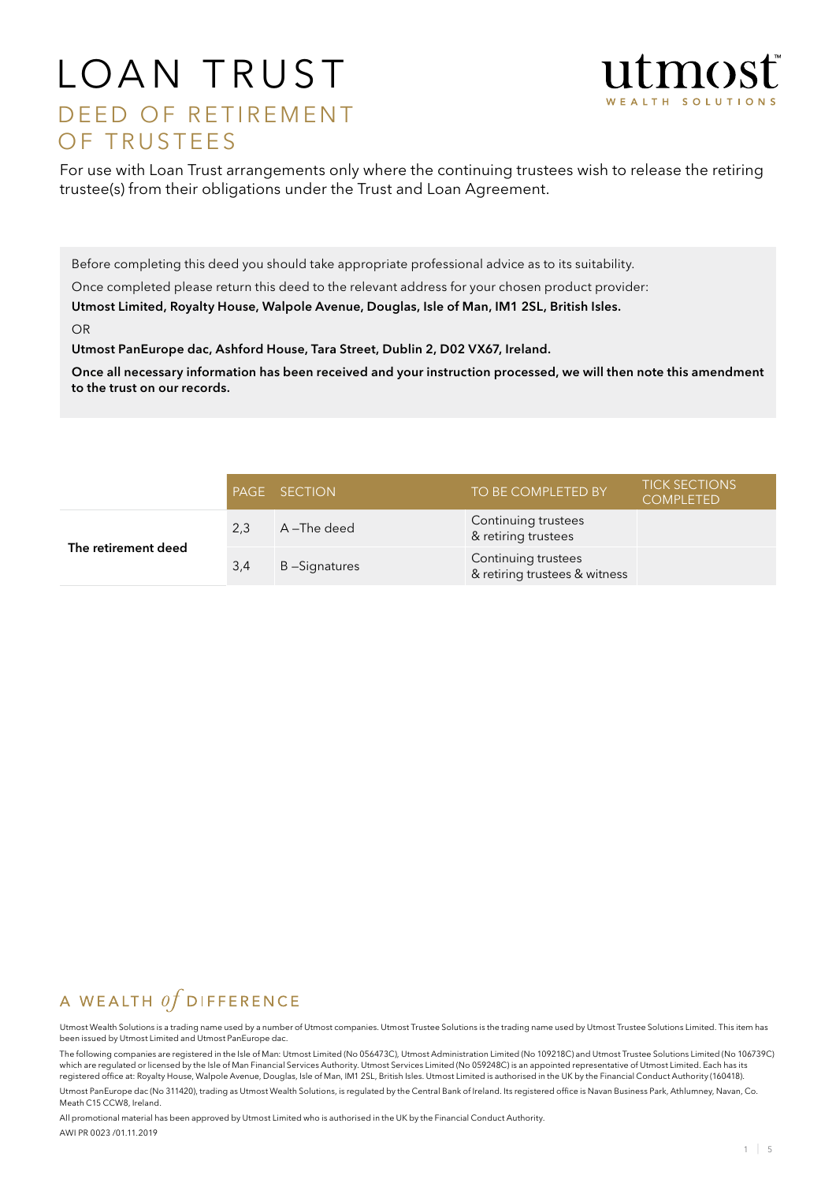# LOAN TRUST

## DEED OF RETIREMENT OF TRUSTEES

utmost
WEALTH SOLUTIONS

For use with Loan Trust arrangements only where the continuing trustees wish to release the retiring trustee(s) from their obligations under the Trust and Loan Agreement.

Before completing this deed you should take appropriate professional advice as to its suitability.

Once completed please return this deed to the relevant address for your chosen product provider:

**Utmost Limited, Royalty House, Walpole Avenue, Douglas, Isle of Man, IM1 2SL, British Isles.**

OR

**Utmost PanEurope dac, Ashford House, Tara Street, Dublin 2, D02 VX67, Ireland.**

**Once all necessary information has been received and your instruction processed, we will then note this amendment to the trust on our records.**

| | PAGE | SECTION | TO BE COMPLETED BY | TICK SECTIONS COMPLETED |
|---|---|---|---|---|
| **The retirement deed** | 2,3 | A –The deed | Continuing trustees & retiring trustees | |
| | 3,4 | B –Signatures | Continuing trustees & retiring trustees & witness | |

A WEALTH *of* DIFFERENCE

Utmost Wealth Solutions is a trading name used by a number of Utmost companies. Utmost Trustee Solutions is the trading name used by Utmost Trustee Solutions Limited. This item has been issued by Utmost Limited and Utmost PanEurope dac.

The following companies are registered in the Isle of Man: Utmost Limited (No 056473C), Utmost Administration Limited (No 109218C) and Utmost Trustee Solutions Limited (No 106739C) which are regulated or licensed by the Isle of Man Financial Services Authority. Utmost Services Limited (No 059248C) is an appointed representative of Utmost Limited. Each has its registered office at: Royalty House, Walpole Avenue, Douglas, Isle of Man, IM1 2SL, British Isles. Utmost Limited is authorised in the UK by the Financial Conduct Authority (160418).

Utmost PanEurope dac (No 311420), trading as Utmost Wealth Solutions, is regulated by the Central Bank of Ireland. Its registered office is Navan Business Park, Athlumney, Navan, Co. Meath C15 CCW8, Ireland.

All promotional material has been approved by Utmost Limited who is authorised in the UK by the Financial Conduct Authority.

AWI PR 0023 /01.11.2019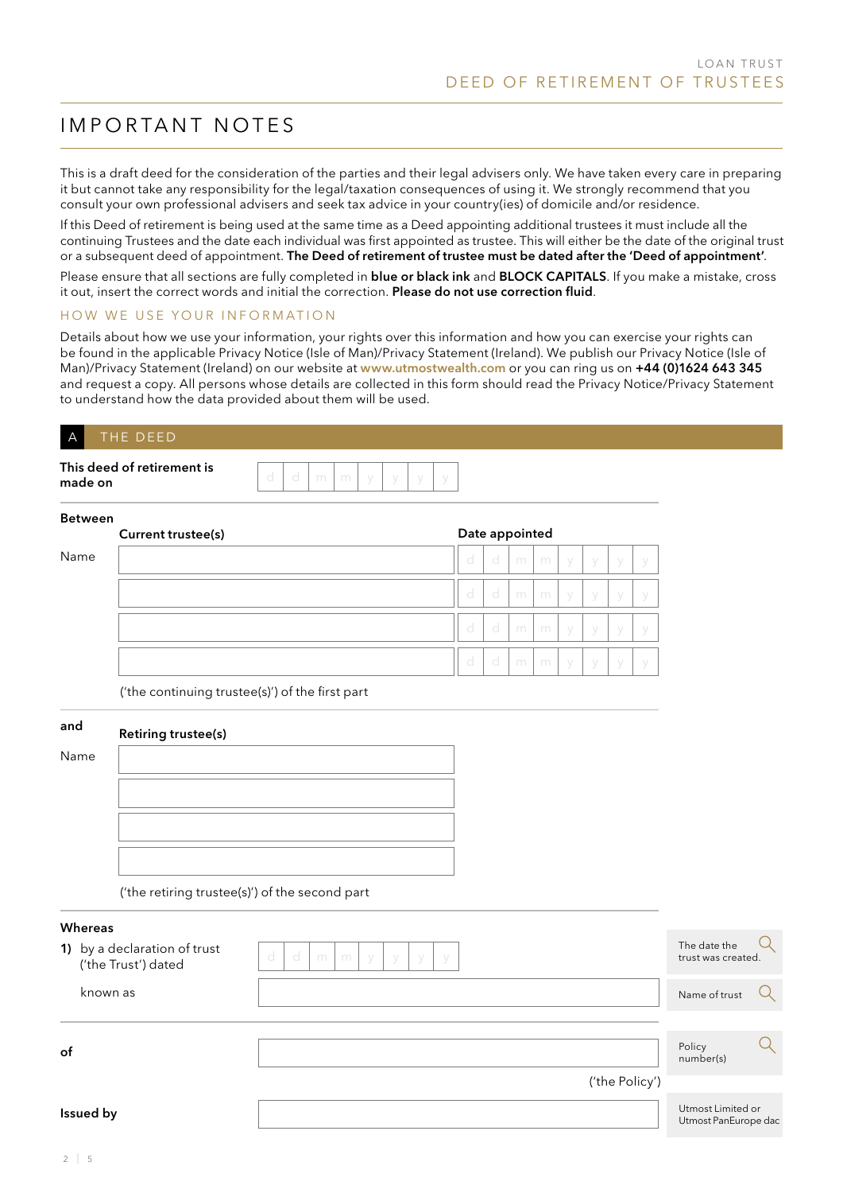LOAN TRUST

# DEED OF RETIREMENT OF TRUSTEES

## IMPORTANT NOTES

This is a draft deed for the consideration of the parties and their legal advisers only. We have taken every care in preparing it but cannot take any responsibility for the legal/taxation consequences of using it. We strongly recommend that you consult your own professional advisers and seek tax advice in your country(ies) of domicile and/or residence.

If this Deed of retirement is being used at the same time as a Deed appointing additional trustees it must include all the continuing Trustees and the date each individual was first appointed as trustee. This will either be the date of the original trust or a subsequent deed of appointment. **The Deed of retirement of trustee must be dated after the 'Deed of appointment'**.

Please ensure that all sections are fully completed in **blue or black ink** and **BLOCK CAPITALS**. If you make a mistake, cross it out, insert the correct words and initial the correction. **Please do not use correction fluid**.

### HOW WE USE YOUR INFORMATION

Details about how we use your information, your rights over this information and how you can exercise your rights can be found in the applicable Privacy Notice (Isle of Man)/Privacy Statement (Ireland). We publish our Privacy Notice (Isle of Man)/Privacy Statement (Ireland) on our website at www.utmostwealth.com or you can ring us on **+44 (0)1624 643 345** and request a copy. All persons whose details are collected in this form should read the Privacy Notice/Privacy Statement to understand how the data provided about them will be used.

## A THE DEED

**This deed of retirement is made on** d d m m y y y y

**Between**

| | **Current trustee(s)** | **Date appointed** |
|---|---|---|
| Name | | d d m m y y y y |
| | | d d m m y y y y |
| | | d d m m y y y y |
| | | d d m m y y y y |

('the continuing trustee(s)') of the first part

**and**

| | **Retiring trustee(s)** |
|---|---|
| Name | |
| | |
| | |
| | |

('the retiring trustee(s)') of the second part

**Whereas**

**1)** by a declaration of trust ('the Trust') dated d d m m y y y y — *The date the trust was created.*

known as ____________ — *Name of trust*

**of** ____________ ('the Policy') — *Policy number(s)*

**Issued by** ____________ — *Utmost Limited or Utmost PanEurope dac*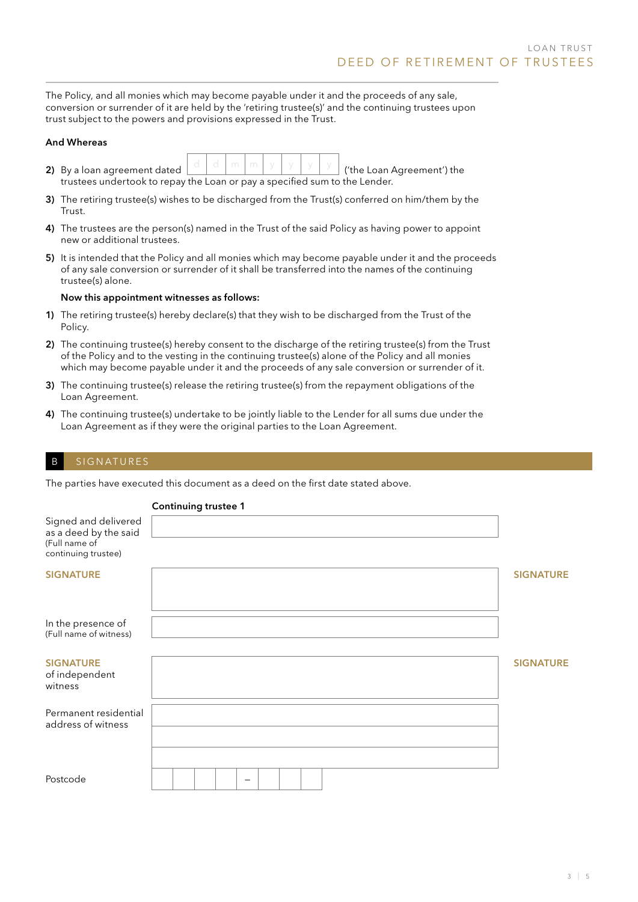The Policy, and all monies which may become payable under it and the proceeds of any sale, conversion or surrender of it are held by the 'retiring trustee(s)' and the continuing trustees upon trust subject to the powers and provisions expressed in the Trust.

**And Whereas**

**2)** By a loan agreement dated | d | d | m | m | y | y | y | y | ('the Loan Agreement') the trustees undertook to repay the Loan or pay a specified sum to the Lender.

**3)** The retiring trustee(s) wishes to be discharged from the Trust(s) conferred on him/them by the Trust.

**4)** The trustees are the person(s) named in the Trust of the said Policy as having power to appoint new or additional trustees.

**5)** It is intended that the Policy and all monies which may become payable under it and the proceeds of any sale conversion or surrender of it shall be transferred into the names of the continuing trustee(s) alone.

**Now this appointment witnesses as follows:**

**1)** The retiring trustee(s) hereby declare(s) that they wish to be discharged from the Trust of the Policy.

**2)** The continuing trustee(s) hereby consent to the discharge of the retiring trustee(s) from the Trust of the Policy and to the vesting in the continuing trustee(s) alone of the Policy and all monies which may become payable under it and the proceeds of any sale conversion or surrender of it.

**3)** The continuing trustee(s) release the retiring trustee(s) from the repayment obligations of the Loan Agreement.

**4)** The continuing trustee(s) undertake to be jointly liable to the Lender for all sums due under the Loan Agreement as if they were the original parties to the Loan Agreement.

## B SIGNATURES

The parties have executed this document as a deed on the first date stated above.

**Continuing trustee 1**

Signed and delivered as a deed by the said (Full name of continuing trustee)

**SIGNATURE** &nbsp; **SIGNATURE**

In the presence of (Full name of witness)

**SIGNATURE** of independent witness &nbsp; **SIGNATURE**

Permanent residential address of witness

Postcode | | | | | – | | | |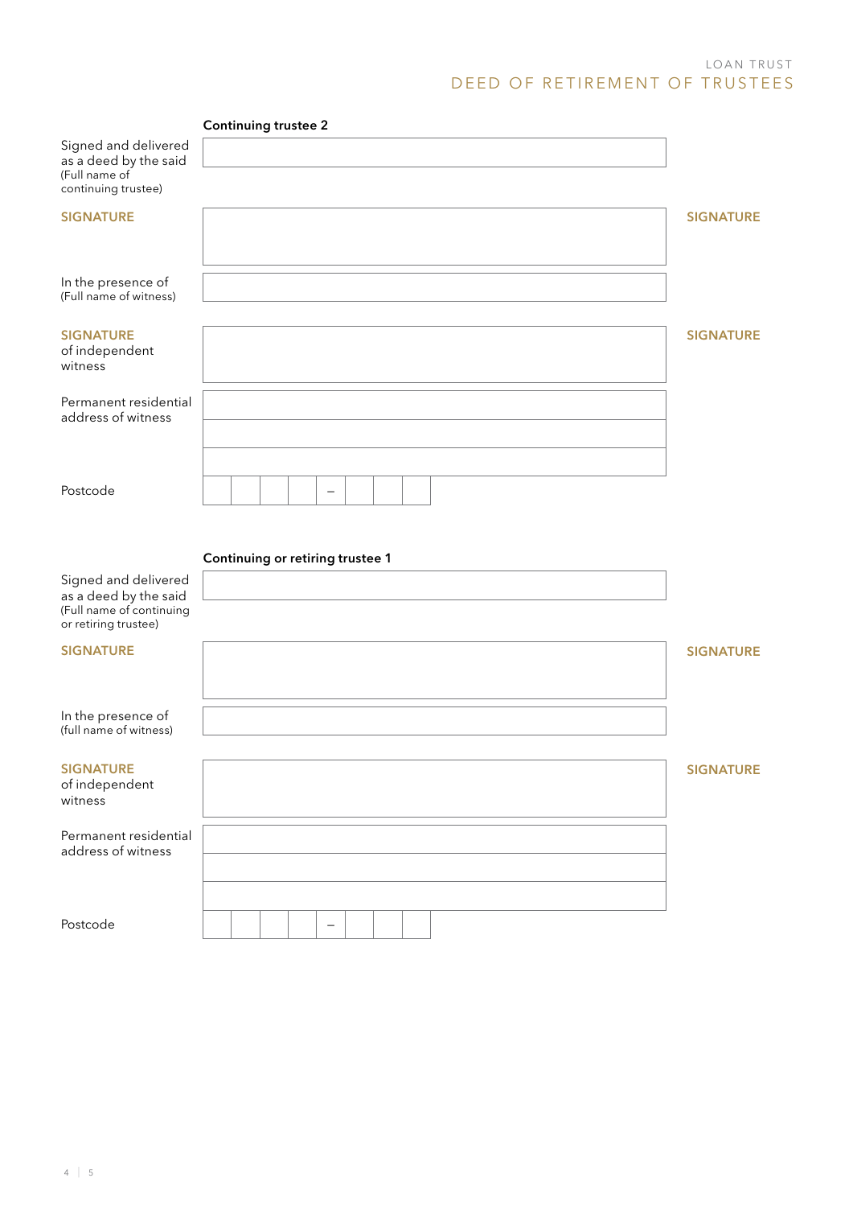## Continuing trustee 2

| | | |
|---|---|---|
| Signed and delivered as a deed by the said (Full name of continuing trustee) | | |
| **SIGNATURE** | | **SIGNATURE** |
| In the presence of (Full name of witness) | | |
| **SIGNATURE** of independent witness | | **SIGNATURE** |
| Permanent residential address of witness | | |
| | | |
| | | |
| Postcode | \_ \_ \_ \_ – \_ \_ \_ | |

## Continuing or retiring trustee 1

| | | |
|---|---|---|
| Signed and delivered as a deed by the said (Full name of continuing or retiring trustee) | | |
| **SIGNATURE** | | **SIGNATURE** |
| In the presence of (full name of witness) | | |
| **SIGNATURE** of independent witness | | **SIGNATURE** |
| Permanent residential address of witness | | |
| | | |
| | | |
| Postcode | \_ \_ \_ \_ – \_ \_ \_ | |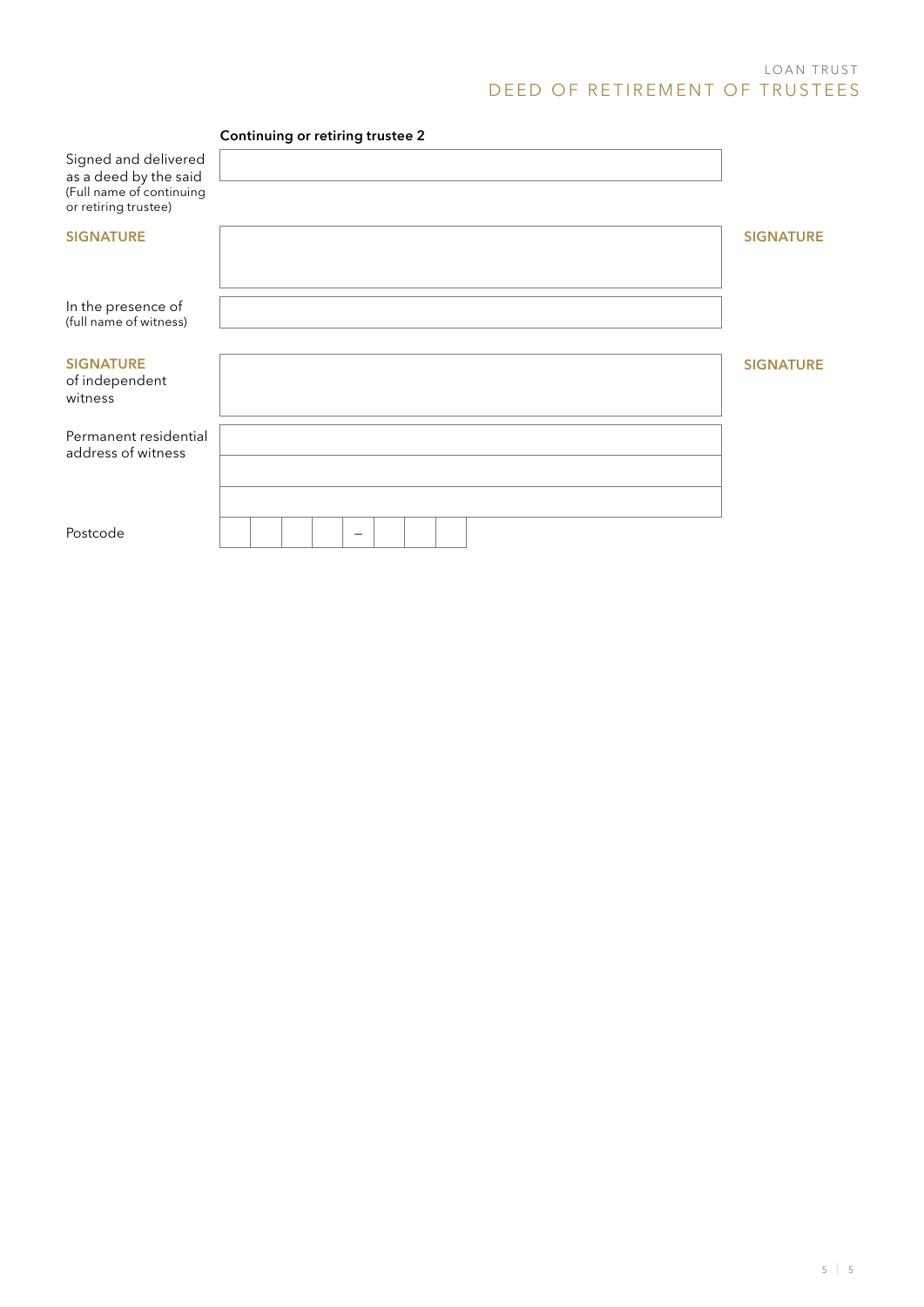**Continuing or retiring trustee 2**

| | | |
|---|---|---|
| Signed and delivered as a deed by the said (Full name of continuing or retiring trustee) | | |
| **SIGNATURE** | | **SIGNATURE** |
| In the presence of (full name of witness) | | |
| **SIGNATURE** of independent witness | | **SIGNATURE** |
| Permanent residential address of witness | | |
| | | |
| | | |
| Postcode | – | |